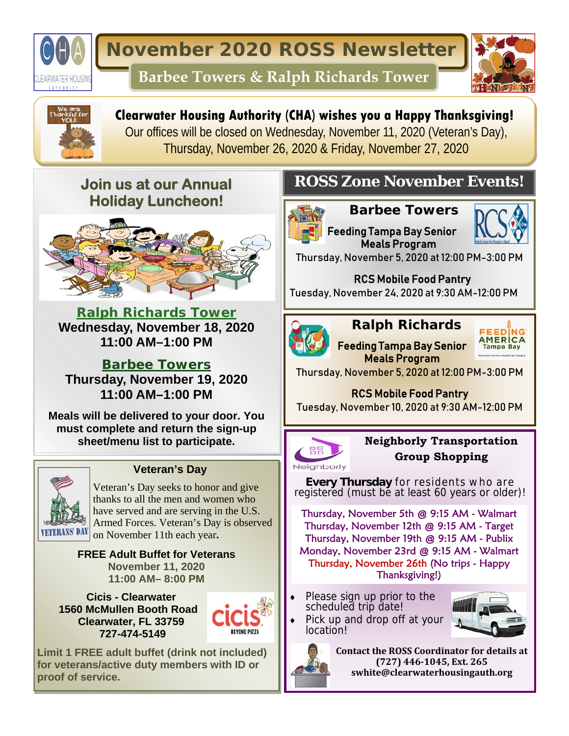# November 2020 ROSS Newsletter

## Barbee Towers & Ralph Richards Tower

**Clearwater Housing Authority (CHA) wishes you a Happy Thanksgiving!**

Our offices will be closed on Wednesday, November 11, 2020 (Veteran's Day), Thursday, November 26, 2020 & Friday, November 27, 2020

## Join us at our Annual Holiday Luncheon!

**Ralph Richards Tower**
**Wednesday, November 18, 2020**
**11:00 AM–1:00 PM**

**Barbee Towers**
**Thursday, November 19, 2020**
**11:00 AM–1:00 PM**

**Meals will be delivered to your door. You must complete and return the sign-up sheet/menu list to participate.**

### Veteran's Day

Veteran's Day seeks to honor and give thanks to all the men and women who have served and are serving in the U.S. Armed Forces. Veteran's Day is observed on November 11th each year.

**FREE Adult Buffet for Veterans**
**November 11, 2020**
**11:00 AM– 8:00 PM**

**Cicis - Clearwater**
**1560 McMullen Booth Road**
**Clearwater, FL 33759**
**727-474-5149**

**Limit 1 FREE adult buffet (drink not included) for veterans/active duty members with ID or proof of service.**

## ROSS Zone November Events!

### Barbee Towers

**Feeding Tampa Bay Senior Meals Program**
Thursday, November 5, 2020 at 12:00 PM-3:00 PM

**RCS Mobile Food Pantry**
Tuesday, November 24, 2020 at 9:30 AM-12:00 PM

### Ralph Richards

**Feeding Tampa Bay Senior Meals Program**
Thursday, November 5, 2020 at 12:00 PM-3:00 PM

**RCS Mobile Food Pantry**
Tuesday, November 10, 2020 at 9:30 AM-12:00 PM

### Neighborly Transportation Group Shopping

**Every Thursday** for residents who are registered (must be at least 60 years or older)!

Thursday, November 5th @ 9:15 AM - Walmart
Thursday, November 12th @ 9:15 AM - Target
Thursday, November 19th @ 9:15 AM - Publix
Monday, November 23rd @ 9:15 AM - Walmart
Thursday, November 26th (No trips - Happy Thanksgiving!)

- Please sign up prior to the scheduled trip date!
- Pick up and drop off at your location!

**Contact the ROSS Coordinator for details at (727) 446-1045, Ext. 265**
**swhite@clearwaterhousingauth.org**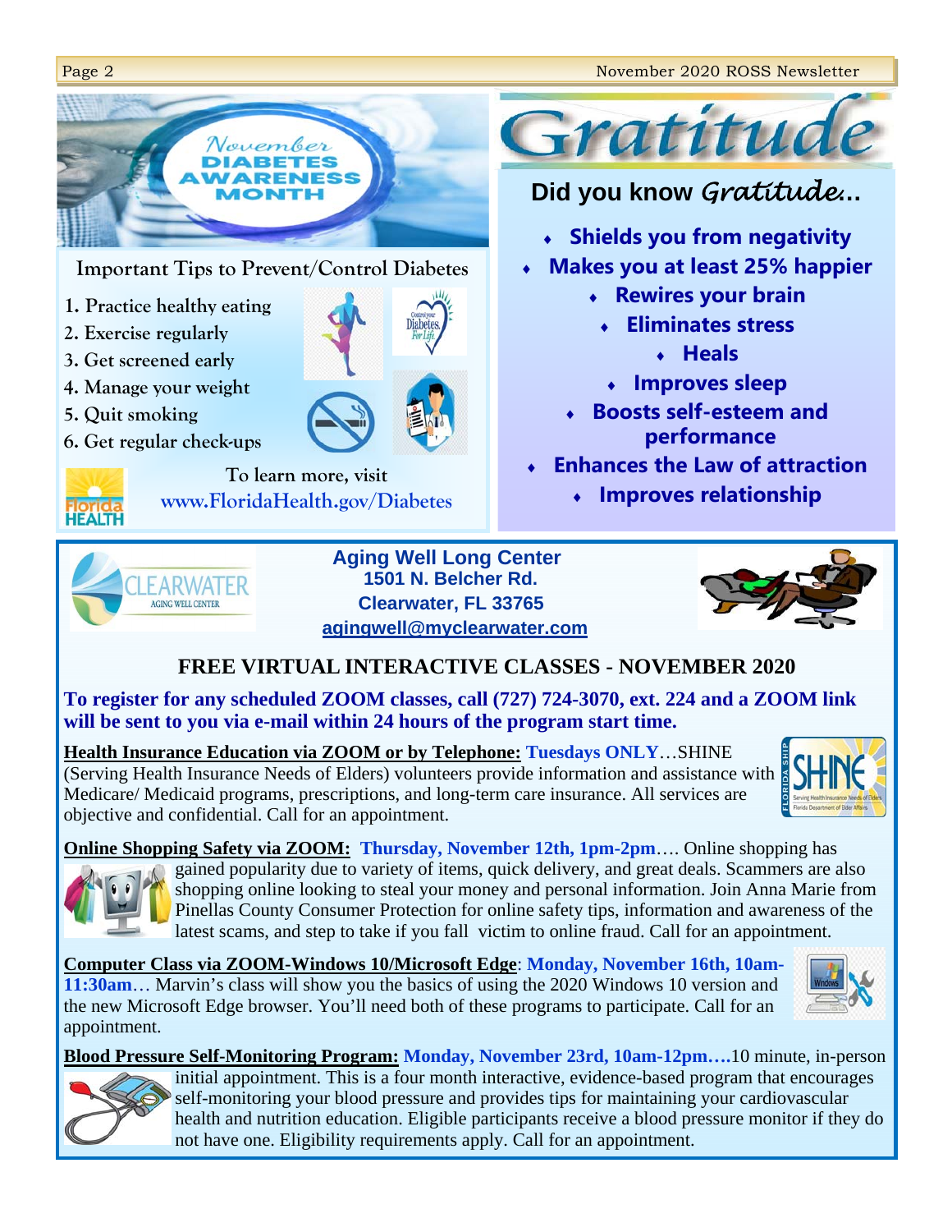## November DIABETES AWARENESS MONTH

### Important Tips to Prevent/Control Diabetes

1. Practice healthy eating
2. Exercise regularly
3. Get screened early
4. Manage your weight
5. Quit smoking
6. Get regular check-ups

To learn more, visit www.FloridaHealth.gov/Diabetes

## Gratitude

**Did you know *Gratitude*..**

- **Shields you from negativity**
- **Makes you at least 25% happier**
- **Rewires your brain**
- **Eliminates stress**
- **Heals**
- **Improves sleep**
- **Boosts self-esteem and performance**
- **Enhances the Law of attraction**
- **Improves relationship**

**Aging Well Long Center**
**1501 N. Belcher Rd.**
**Clearwater, FL 33765**
**agingwell@myclearwater.com**

## FREE VIRTUAL INTERACTIVE CLASSES - NOVEMBER 2020

**To register for any scheduled ZOOM classes, call (727) 724-3070, ext. 224 and a ZOOM link will be sent to you via e-mail within 24 hours of the program start time.**

**Health Insurance Education via ZOOM or by Telephone:** **Tuesdays ONLY**…SHINE (Serving Health Insurance Needs of Elders) volunteers provide information and assistance with Medicare/ Medicaid programs, prescriptions, and long-term care insurance. All services are objective and confidential. Call for an appointment.

**Online Shopping Safety via ZOOM:** **Thursday, November 12th, 1pm-2pm**…. Online shopping has gained popularity due to variety of items, quick delivery, and great deals. Scammers are also shopping online looking to steal your money and personal information. Join Anna Marie from Pinellas County Consumer Protection for online safety tips, information and awareness of the latest scams, and step to take if you fall victim to online fraud. Call for an appointment.

**Computer Class via ZOOM-Windows 10/Microsoft Edge**: **Monday, November 16th, 10am-11:30am**… Marvin's class will show you the basics of using the 2020 Windows 10 version and the new Microsoft Edge browser. You'll need both of these programs to participate. Call for an appointment.

**Blood Pressure Self-Monitoring Program:** **Monday, November 23rd, 10am-12pm….**10 minute, in-person initial appointment. This is a four month interactive, evidence-based program that encourages self-monitoring your blood pressure and provides tips for maintaining your cardiovascular health and nutrition education. Eligible participants receive a blood pressure monitor if they do not have one. Eligibility requirements apply. Call for an appointment.